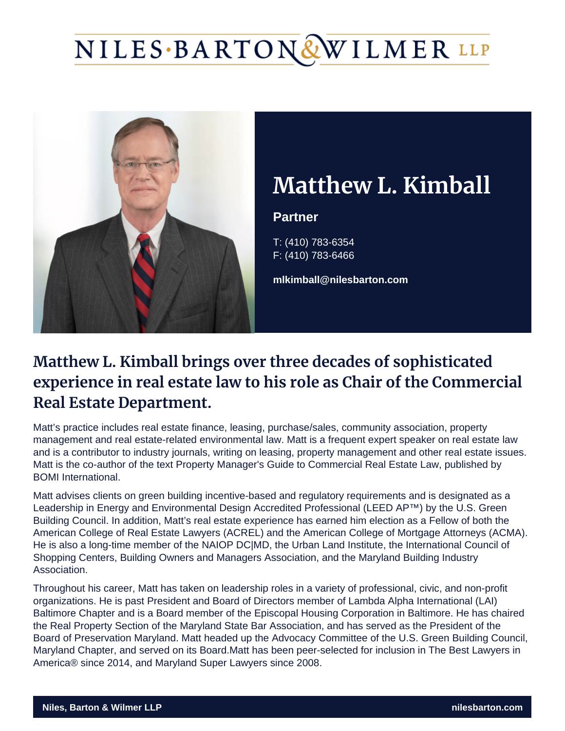# NILES·BARTON&WILMER LLP

## Matthew L. Kimball

**Partner**

T: (410) 783-6354
F: (410) 783-6466

**mlkimball@nilesbarton.com**

## Matthew L. Kimball brings over three decades of sophisticated experience in real estate law to his role as Chair of the Commercial Real Estate Department.

Matt's practice includes real estate finance, leasing, purchase/sales, community association, property management and real estate-related environmental law. Matt is a frequent expert speaker on real estate law and is a contributor to industry journals, writing on leasing, property management and other real estate issues. Matt is the co-author of the text Property Manager's Guide to Commercial Real Estate Law, published by BOMI International.

Matt advises clients on green building incentive-based and regulatory requirements and is designated as a Leadership in Energy and Environmental Design Accredited Professional (LEED AP™) by the U.S. Green Building Council. In addition, Matt's real estate experience has earned him election as a Fellow of both the American College of Real Estate Lawyers (ACREL) and the American College of Mortgage Attorneys (ACMA). He is also a long-time member of the NAIOP DC|MD, the Urban Land Institute, the International Council of Shopping Centers, Building Owners and Managers Association, and the Maryland Building Industry Association.

Throughout his career, Matt has taken on leadership roles in a variety of professional, civic, and non-profit organizations. He is past President and Board of Directors member of Lambda Alpha International (LAI) Baltimore Chapter and is a Board member of the Episcopal Housing Corporation in Baltimore. He has chaired the Real Property Section of the Maryland State Bar Association, and has served as the President of the Board of Preservation Maryland. Matt headed up the Advocacy Committee of the U.S. Green Building Council, Maryland Chapter, and served on its Board.Matt has been peer-selected for inclusion in The Best Lawyers in America® since 2014, and Maryland Super Lawyers since 2008.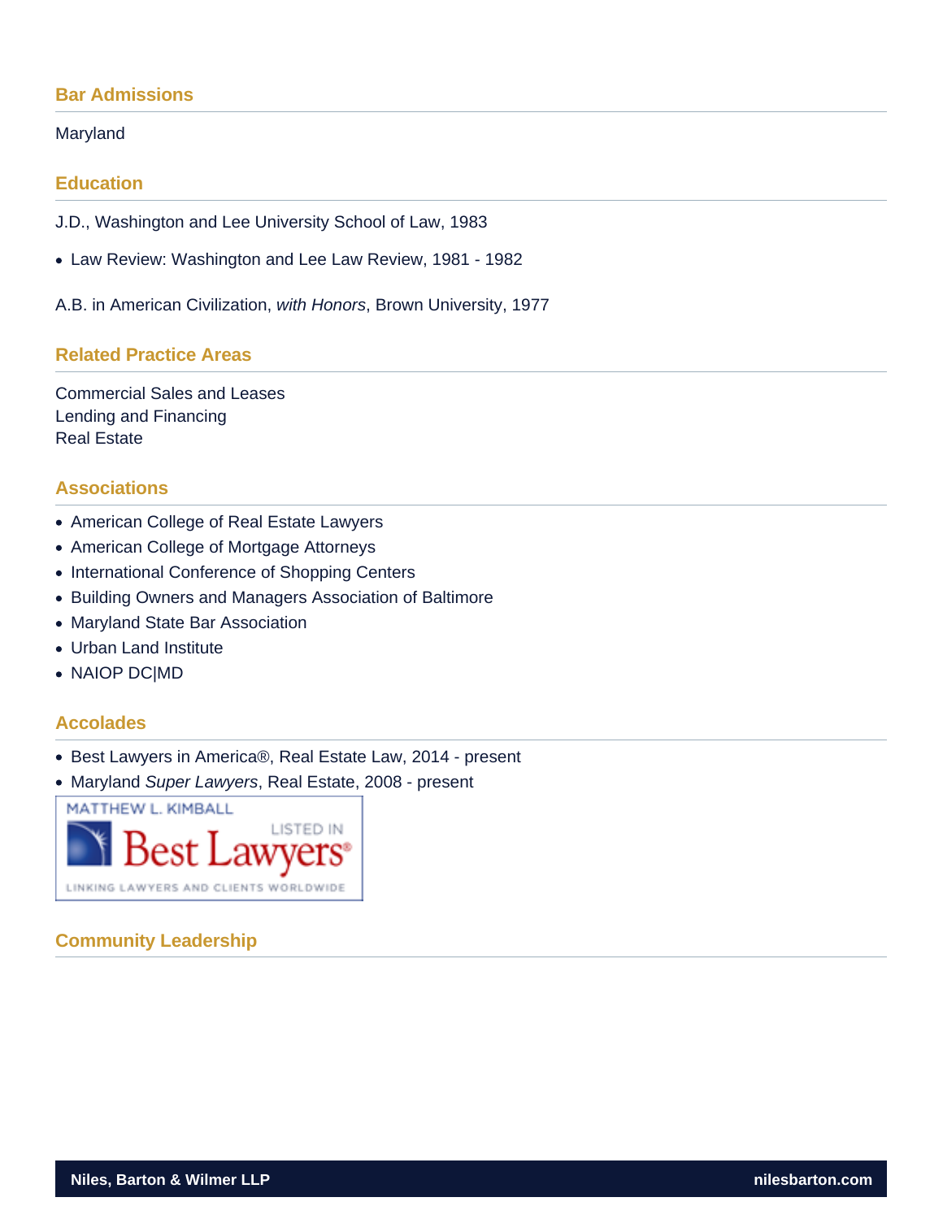## Bar Admissions

Maryland

## Education

J.D., Washington and Lee University School of Law, 1983

- Law Review: Washington and Lee Law Review, 1981 - 1982

A.B. in American Civilization, *with Honors*, Brown University, 1977

## Related Practice Areas

Commercial Sales and Leases
Lending and Financing
Real Estate

## Associations

- American College of Real Estate Lawyers
- American College of Mortgage Attorneys
- International Conference of Shopping Centers
- Building Owners and Managers Association of Baltimore
- Maryland State Bar Association
- Urban Land Institute
- NAIOP DC|MD

## Accolades

- Best Lawyers in America®, Real Estate Law, 2014 - present
- Maryland *Super Lawyers*, Real Estate, 2008 - present

MATTHEW L. KIMBALL
LISTED IN Best Lawyers®
LINKING LAWYERS AND CLIENTS WORLDWIDE

## Community Leadership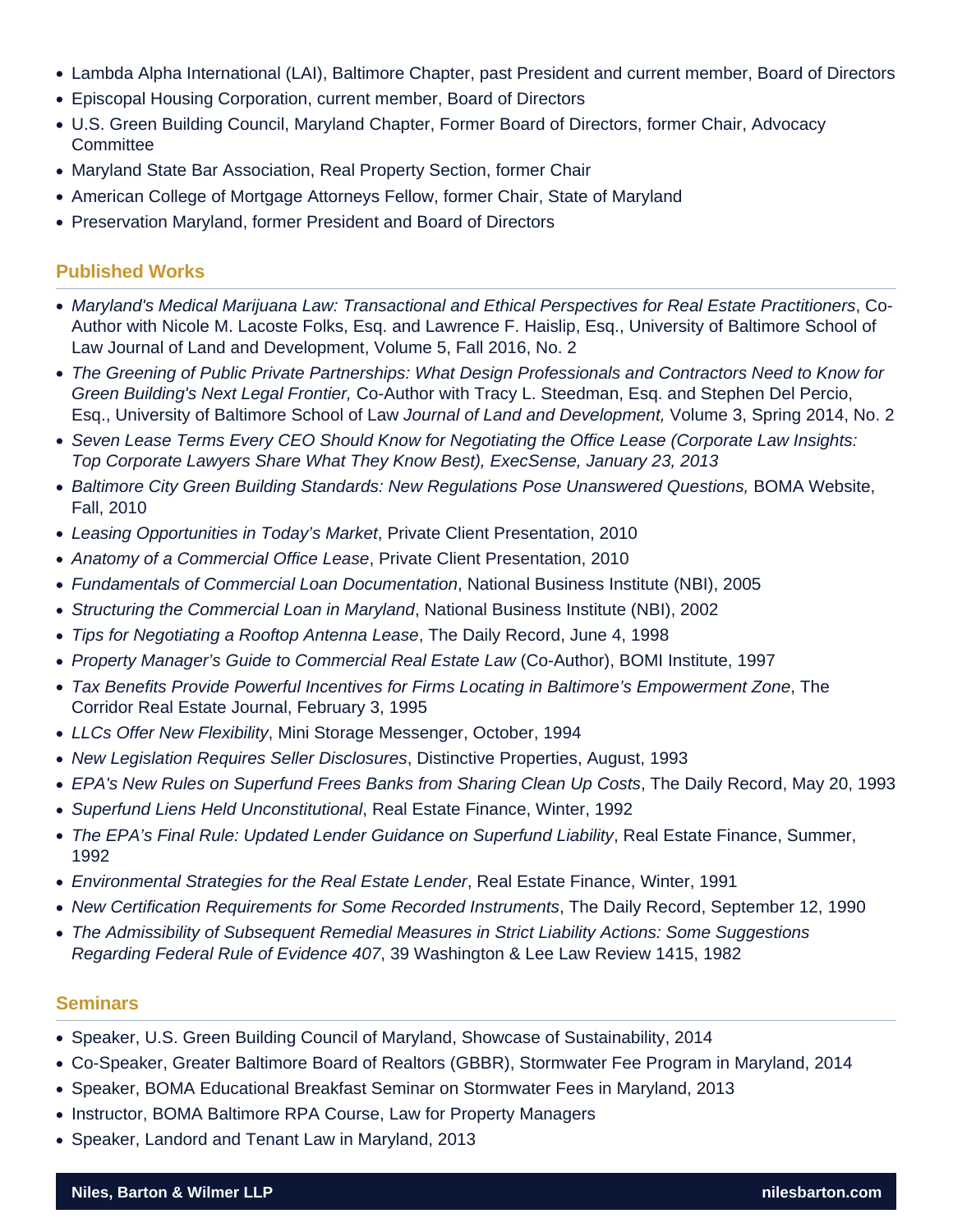- Lambda Alpha International (LAI), Baltimore Chapter, past President and current member, Board of Directors
- Episcopal Housing Corporation, current member, Board of Directors
- U.S. Green Building Council, Maryland Chapter, Former Board of Directors, former Chair, Advocacy Committee
- Maryland State Bar Association, Real Property Section, former Chair
- American College of Mortgage Attorneys Fellow, former Chair, State of Maryland
- Preservation Maryland, former President and Board of Directors

## Published Works

- *Maryland's Medical Marijuana Law: Transactional and Ethical Perspectives for Real Estate Practitioners*, Co-Author with Nicole M. Lacoste Folks, Esq. and Lawrence F. Haislip, Esq., University of Baltimore School of Law Journal of Land and Development, Volume 5, Fall 2016, No. 2
- *The Greening of Public Private Partnerships: What Design Professionals and Contractors Need to Know for Green Building's Next Legal Frontier,* Co-Author with Tracy L. Steedman, Esq. and Stephen Del Percio, Esq., University of Baltimore School of Law *Journal of Land and Development,* Volume 3, Spring 2014, No. 2
- *Seven Lease Terms Every CEO Should Know for Negotiating the Office Lease (Corporate Law Insights: Top Corporate Lawyers Share What They Know Best), ExecSense, January 23, 2013*
- *Baltimore City Green Building Standards: New Regulations Pose Unanswered Questions,* BOMA Website, Fall, 2010
- *Leasing Opportunities in Today's Market*, Private Client Presentation, 2010
- *Anatomy of a Commercial Office Lease*, Private Client Presentation, 2010
- *Fundamentals of Commercial Loan Documentation*, National Business Institute (NBI), 2005
- *Structuring the Commercial Loan in Maryland*, National Business Institute (NBI), 2002
- *Tips for Negotiating a Rooftop Antenna Lease*, The Daily Record, June 4, 1998
- *Property Manager's Guide to Commercial Real Estate Law* (Co-Author), BOMI Institute, 1997
- *Tax Benefits Provide Powerful Incentives for Firms Locating in Baltimore's Empowerment Zone*, The Corridor Real Estate Journal, February 3, 1995
- *LLCs Offer New Flexibility*, Mini Storage Messenger, October, 1994
- *New Legislation Requires Seller Disclosures*, Distinctive Properties, August, 1993
- *EPA's New Rules on Superfund Frees Banks from Sharing Clean Up Costs*, The Daily Record, May 20, 1993
- *Superfund Liens Held Unconstitutional*, Real Estate Finance, Winter, 1992
- *The EPA's Final Rule: Updated Lender Guidance on Superfund Liability*, Real Estate Finance, Summer, 1992
- *Environmental Strategies for the Real Estate Lender*, Real Estate Finance, Winter, 1991
- *New Certification Requirements for Some Recorded Instruments*, The Daily Record, September 12, 1990
- *The Admissibility of Subsequent Remedial Measures in Strict Liability Actions: Some Suggestions Regarding Federal Rule of Evidence 407*, 39 Washington & Lee Law Review 1415, 1982

## Seminars

- Speaker, U.S. Green Building Council of Maryland, Showcase of Sustainability, 2014
- Co-Speaker, Greater Baltimore Board of Realtors (GBBR), Stormwater Fee Program in Maryland, 2014
- Speaker, BOMA Educational Breakfast Seminar on Stormwater Fees in Maryland, 2013
- Instructor, BOMA Baltimore RPA Course, Law for Property Managers
- Speaker, Landord and Tenant Law in Maryland, 2013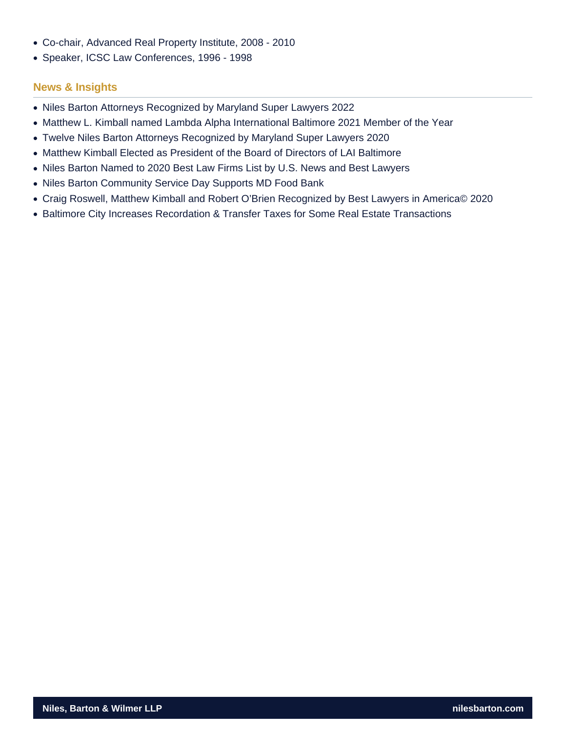- Co-chair, Advanced Real Property Institute, 2008 - 2010
- Speaker, ICSC Law Conferences, 1996 - 1998

## News & Insights

- Niles Barton Attorneys Recognized by Maryland Super Lawyers 2022
- Matthew L. Kimball named Lambda Alpha International Baltimore 2021 Member of the Year
- Twelve Niles Barton Attorneys Recognized by Maryland Super Lawyers 2020
- Matthew Kimball Elected as President of the Board of Directors of LAI Baltimore
- Niles Barton Named to 2020 Best Law Firms List by U.S. News and Best Lawyers
- Niles Barton Community Service Day Supports MD Food Bank
- Craig Roswell, Matthew Kimball and Robert O'Brien Recognized by Best Lawyers in America© 2020
- Baltimore City Increases Recordation & Transfer Taxes for Some Real Estate Transactions